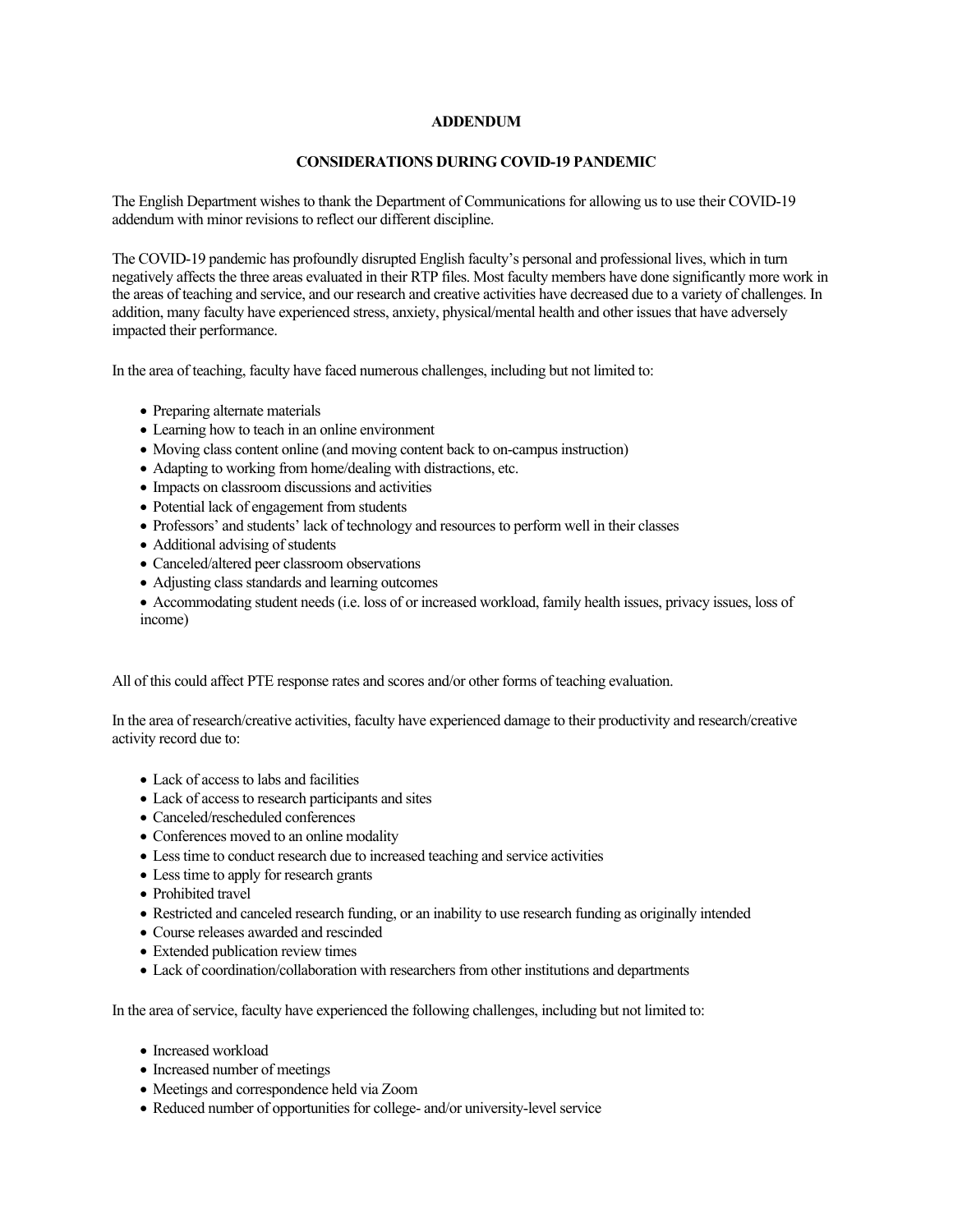# ADDENDUM

## CONSIDERATIONS DURING COVID-19 PANDEMIC

The English Department wishes to thank the Department of Communications for allowing us to use their COVID-19 addendum with minor revisions to reflect our different discipline.

The COVID-19 pandemic has profoundly disrupted English faculty's personal and professional lives, which in turn negatively affects the three areas evaluated in their RTP files. Most faculty members have done significantly more work in the areas of teaching and service, and our research and creative activities have decreased due to a variety of challenges. In addition, many faculty have experienced stress, anxiety, physical/mental health and other issues that have adversely impacted their performance.

In the area of teaching, faculty have faced numerous challenges, including but not limited to:

- Preparing alternate materials
- Learning how to teach in an online environment
- Moving class content online (and moving content back to on-campus instruction)
- Adapting to working from home/dealing with distractions, etc.
- Impacts on classroom discussions and activities
- Potential lack of engagement from students
- Professors' and students' lack of technology and resources to perform well in their classes
- Additional advising of students
- Canceled/altered peer classroom observations
- Adjusting class standards and learning outcomes
- Accommodating student needs (i.e. loss of or increased workload, family health issues, privacy issues, loss of income)

All of this could affect PTE response rates and scores and/or other forms of teaching evaluation.

In the area of research/creative activities, faculty have experienced damage to their productivity and research/creative activity record due to:

- Lack of access to labs and facilities
- Lack of access to research participants and sites
- Canceled/rescheduled conferences
- Conferences moved to an online modality
- Less time to conduct research due to increased teaching and service activities
- Less time to apply for research grants
- Prohibited travel
- Restricted and canceled research funding, or an inability to use research funding as originally intended
- Course releases awarded and rescinded
- Extended publication review times
- Lack of coordination/collaboration with researchers from other institutions and departments

In the area of service, faculty have experienced the following challenges, including but not limited to:

- Increased workload
- Increased number of meetings
- Meetings and correspondence held via Zoom
- Reduced number of opportunities for college- and/or university-level service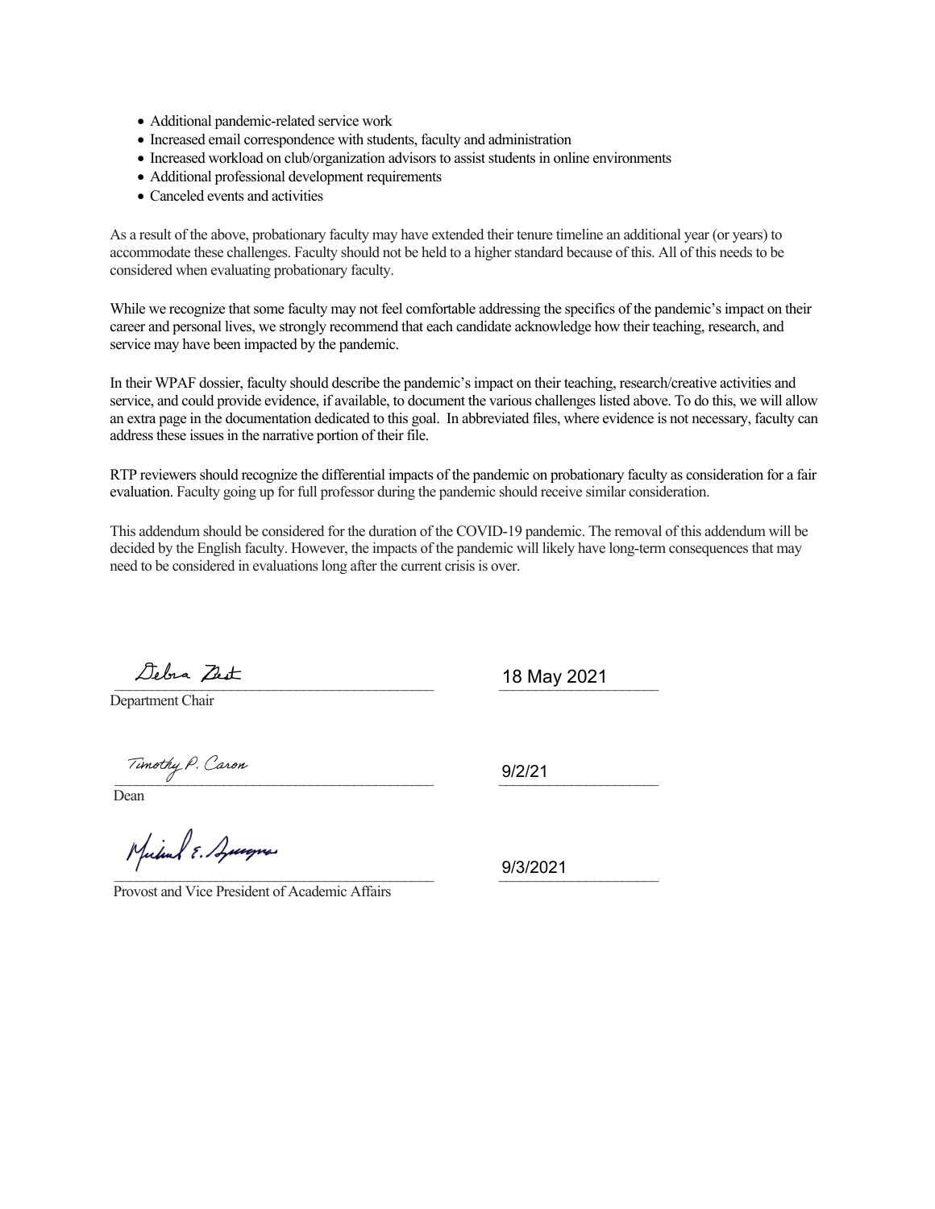- Additional pandemic-related service work
- Increased email correspondence with students, faculty and administration
- Increased workload on club/organization advisors to assist students in online environments
- Additional professional development requirements
- Canceled events and activities

As a result of the above, probationary faculty may have extended their tenure timeline an additional year (or years) to accommodate these challenges. Faculty should not be held to a higher standard because of this. All of this needs to be considered when evaluating probationary faculty.

While we recognize that some faculty may not feel comfortable addressing the specifics of the pandemic's impact on their career and personal lives, we strongly recommend that each candidate acknowledge how their teaching, research, and service may have been impacted by the pandemic.

In their WPAF dossier, faculty should describe the pandemic's impact on their teaching, research/creative activities and service, and could provide evidence, if available, to document the various challenges listed above. To do this, we will allow an extra page in the documentation dedicated to this goal. In abbreviated files, where evidence is not necessary, faculty can address these issues in the narrative portion of their file.

RTP reviewers should recognize the differential impacts of the pandemic on probationary faculty as consideration for a fair evaluation. Faculty going up for full professor during the pandemic should receive similar consideration.

This addendum should be considered for the duration of the COVID-19 pandemic. The removal of this addendum will be decided by the English faculty. However, the impacts of the pandemic will likely have long-term consequences that may need to be considered in evaluations long after the current crisis is over.

Debra Zest ____________________ 18 May 2021

Department Chair

Timothy P. Caron ____________________ 9/2/21

Dean

Michael E. Spagna ____________________ 9/3/2021

Provost and Vice President of Academic Affairs